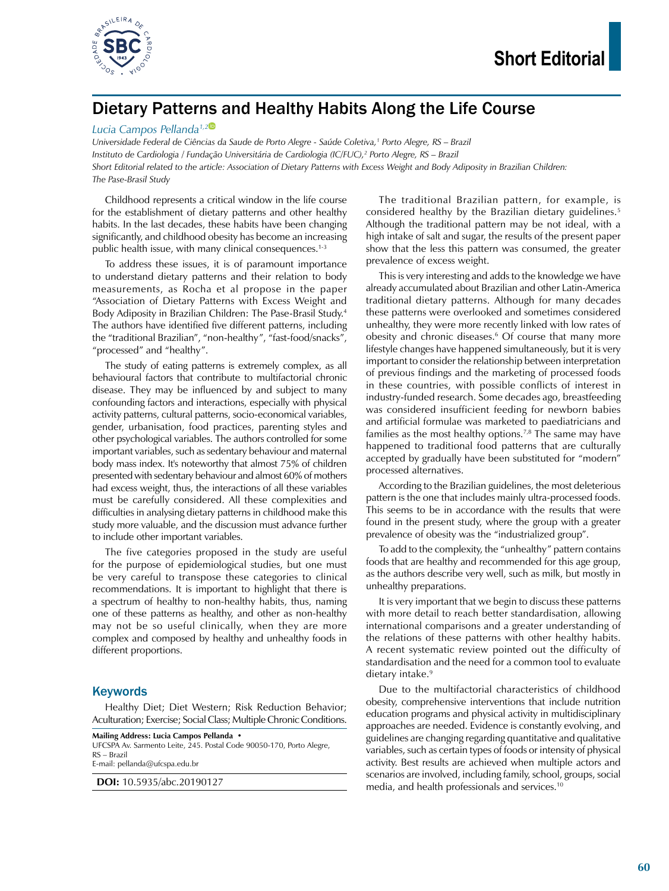Short Editorial

# Dietary Patterns and Healthy Habits Along the Life Course

*Lucia Campos Pellanda*[1,2]

*Universidade Federal de Ciências da Saude de Porto Alegre - Saúde Coletiva,[1] Porto Alegre, RS – Brazil*
*Instituto de Cardiologia / Fundação Universitária de Cardiologia (IC/FUC),[2] Porto Alegre, RS – Brazil*
*Short Editorial related to the article: Association of Dietary Patterns with Excess Weight and Body Adiposity in Brazilian Children: The Pase-Brasil Study*

Childhood represents a critical window in the life course for the establishment of dietary patterns and other healthy habits. In the last decades, these habits have been changing significantly, and childhood obesity has become an increasing public health issue, with many clinical consequences.[1-3]

To address these issues, it is of paramount importance to understand dietary patterns and their relation to body measurements, as Rocha et al propose in the paper "Association of Dietary Patterns with Excess Weight and Body Adiposity in Brazilian Children: The Pase-Brasil Study.[4] The authors have identified five different patterns, including the "traditional Brazilian", "non-healthy", "fast-food/snacks", "processed" and "healthy".

The study of eating patterns is extremely complex, as all behavioural factors that contribute to multifactorial chronic disease. They may be influenced by and subject to many confounding factors and interactions, especially with physical activity patterns, cultural patterns, socio-economical variables, gender, urbanisation, food practices, parenting styles and other psychological variables. The authors controlled for some important variables, such as sedentary behaviour and maternal body mass index. It's noteworthy that almost 75% of children presented with sedentary behaviour and almost 60% of mothers had excess weight, thus, the interactions of all these variables must be carefully considered. All these complexities and difficulties in analysing dietary patterns in childhood make this study more valuable, and the discussion must advance further to include other important variables.

The five categories proposed in the study are useful for the purpose of epidemiological studies, but one must be very careful to transpose these categories to clinical recommendations. It is important to highlight that there is a spectrum of healthy to non-healthy habits, thus, naming one of these patterns as healthy, and other as non-healthy may not be so useful clinically, when they are more complex and composed by healthy and unhealthy foods in different proportions.

## Keywords

Healthy Diet; Diet Western; Risk Reduction Behavior; Aculturation; Exercise; Social Class; Multiple Chronic Conditions.

**Mailing Address: Lucia Campos Pellanda •**
UFCSPA Av. Sarmento Leite, 245. Postal Code 90050-170, Porto Alegre, RS – Brazil
E-mail: pellanda@ufcspa.edu.br

**DOI:** 10.5935/abc.20190127

The traditional Brazilian pattern, for example, is considered healthy by the Brazilian dietary guidelines.[5] Although the traditional pattern may be not ideal, with a high intake of salt and sugar, the results of the present paper show that the less this pattern was consumed, the greater prevalence of excess weight.

This is very interesting and adds to the knowledge we have already accumulated about Brazilian and other Latin-America traditional dietary patterns. Although for many decades these patterns were overlooked and sometimes considered unhealthy, they were more recently linked with low rates of obesity and chronic diseases.[6] Of course that many more lifestyle changes have happened simultaneously, but it is very important to consider the relationship between interpretation of previous findings and the marketing of processed foods in these countries, with possible conflicts of interest in industry-funded research. Some decades ago, breastfeeding was considered insufficient feeding for newborn babies and artificial formulae was marketed to paediatricians and families as the most healthy options.[7,8] The same may have happened to traditional food patterns that are culturally accepted by gradually have been substituted for "modern" processed alternatives.

According to the Brazilian guidelines, the most deleterious pattern is the one that includes mainly ultra-processed foods. This seems to be in accordance with the results that were found in the present study, where the group with a greater prevalence of obesity was the "industrialized group".

To add to the complexity, the "unhealthy" pattern contains foods that are healthy and recommended for this age group, as the authors describe very well, such as milk, but mostly in unhealthy preparations.

It is very important that we begin to discuss these patterns with more detail to reach better standardisation, allowing international comparisons and a greater understanding of the relations of these patterns with other healthy habits. A recent systematic review pointed out the difficulty of standardisation and the need for a common tool to evaluate dietary intake.[9]

Due to the multifactorial characteristics of childhood obesity, comprehensive interventions that include nutrition education programs and physical activity in multidisciplinary approaches are needed. Evidence is constantly evolving, and guidelines are changing regarding quantitative and qualitative variables, such as certain types of foods or intensity of physical activity. Best results are achieved when multiple actors and scenarios are involved, including family, school, groups, social media, and health professionals and services.[10]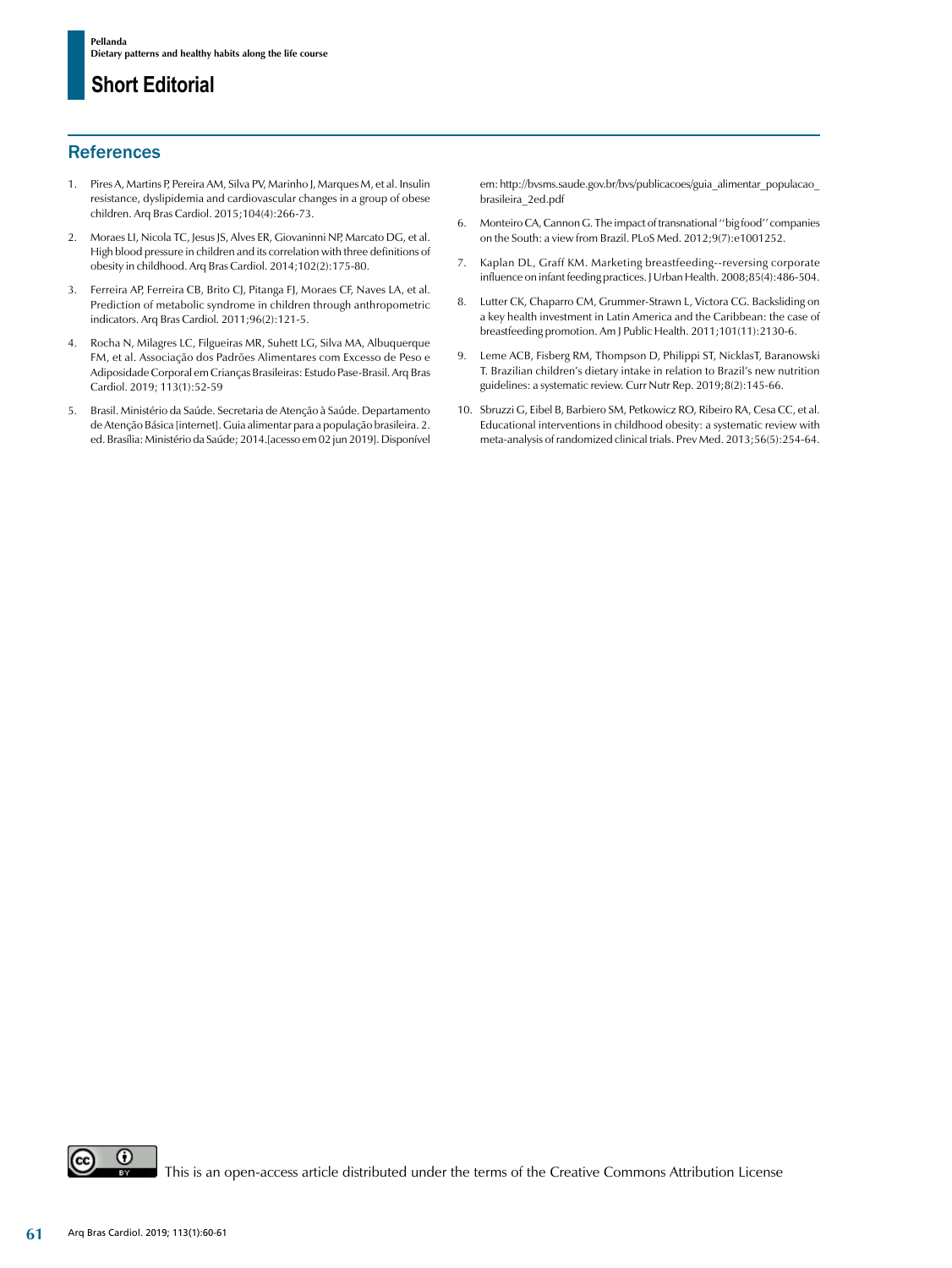## References

1. Pires A, Martins P, Pereira AM, Silva PV, Marinho J, Marques M, et al. Insulin resistance, dyslipidemia and cardiovascular changes in a group of obese children. Arq Bras Cardiol. 2015;104(4):266-73.
2. Moraes LI, Nicola TC, Jesus JS, Alves ER, Giovaninni NP, Marcato DG, et al. High blood pressure in children and its correlation with three definitions of obesity in childhood. Arq Bras Cardiol. 2014;102(2):175-80.
3. Ferreira AP, Ferreira CB, Brito CJ, Pitanga FJ, Moraes CF, Naves LA, et al. Prediction of metabolic syndrome in children through anthropometric indicators. Arq Bras Cardiol. 2011;96(2):121-5.
4. Rocha N, Milagres LC, Filgueiras MR, Suhett LG, Silva MA, Albuquerque FM, et al. Associação dos Padrões Alimentares com Excesso de Peso e Adiposidade Corporal em Crianças Brasileiras: Estudo Pase-Brasil. Arq Bras Cardiol. 2019; 113(1):52-59
5. Brasil. Ministério da Saúde. Secretaria de Atenção à Saúde. Departamento de Atenção Básica [internet]. Guia alimentar para a população brasileira. 2. ed. Brasília: Ministério da Saúde; 2014.[acesso em 02 jun 2019]. Disponível em: http://bvsms.saude.gov.br/bvs/publicacoes/guia_alimentar_populacao_brasileira_2ed.pdf
6. Monteiro CA, Cannon G. The impact of transnational ''big food'' companies on the South: a view from Brazil. PLoS Med. 2012;9(7):e1001252.
7. Kaplan DL, Graff KM. Marketing breastfeeding--reversing corporate influence on infant feeding practices. J Urban Health. 2008;85(4):486-504.
8. Lutter CK, Chaparro CM, Grummer-Strawn L, Victora CG. Backsliding on a key health investment in Latin America and the Caribbean: the case of breastfeeding promotion. Am J Public Health. 2011;101(11):2130-6.
9. Leme ACB, Fisberg RM, Thompson D, Philippi ST, NicklasT, Baranowski T. Brazilian children's dietary intake in relation to Brazil's new nutrition guidelines: a systematic review. Curr Nutr Rep. 2019;8(2):145-66.
10. Sbruzzi G, Eibel B, Barbiero SM, Petkowicz RO, Ribeiro RA, Cesa CC, et al. Educational interventions in childhood obesity: a systematic review with meta-analysis of randomized clinical trials. Prev Med. 2013;56(5):254-64.

This is an open-access article distributed under the terms of the Creative Commons Attribution License